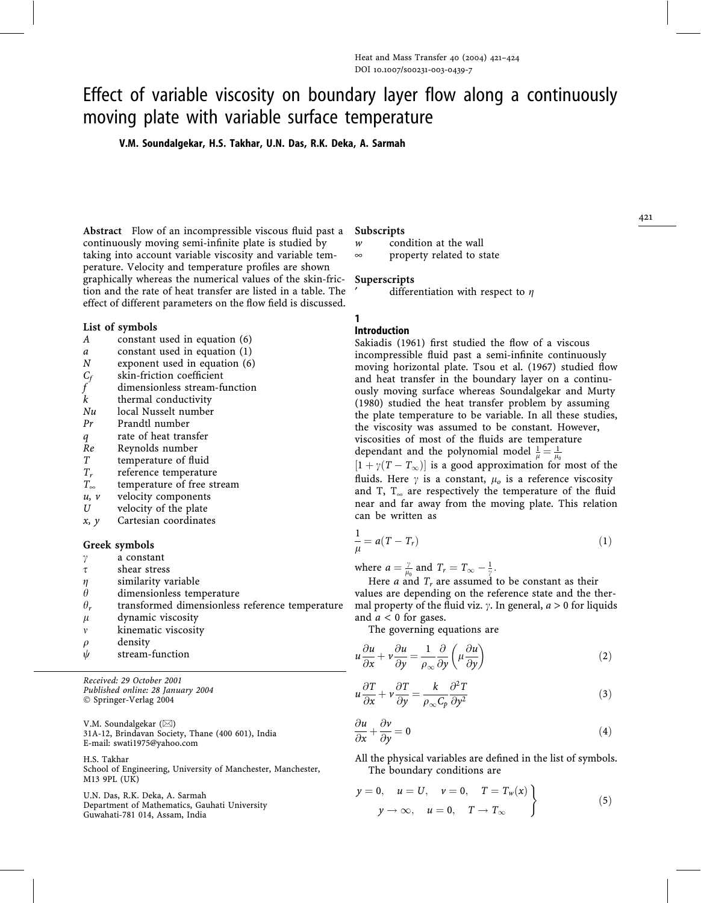# Effect of variable viscosity on boundary layer flow along a continuously moving plate with variable surface temperature

**V.M. Soundalgekar, H.S. Takhar, U.N. Das, R.K. Deka, A. Sarmah**

**Abstract** Flow of an incompressible viscous fluid past a continuously moving semi-infinite plate is studied by taking into account variable viscosity and variable temperature. Velocity and temperature profiles are shown graphically whereas the numerical values of the skin-friction and the rate of heat transfer are listed in a table. The effect of different parameters on the flow field is discussed.

**List of symbols**

- $A$ constant used in equation (6)
- $a$ constant used in equation (1)
- $N$ exponent used in equation (6)
- $C_f$ skin-friction coefficient
- $f$ dimensionless stream-function
- $k$ thermal conductivity
- $Nu$ local Nusselt number
- $Pr$ Prandtl number
- $q$ rate of heat transfer
- $Re$ Reynolds number
- $T$ temperature of fluid
- $T_r$ reference temperature
- $T_\infty$ temperature of free stream
- $u, v$ velocity components
- $U$ velocity of the plate
- $x, y$ Cartesian coordinates

**Greek symbols**

- $\gamma$ a constant
- $\tau$ shear stress
- $\eta$ similarity variable
- $\theta$ dimensionless temperature
- $\theta_r$ transformed dimensionless reference temperature
- $\mu$ dynamic viscosity
- $\nu$ kinematic viscosity
- $\rho$ density
- $\psi$ stream-function

**Subscripts**

- $w$ condition at the wall
- $\infty$ property related to state

**Superscripts**

- $'$ differentiation with respect to $\eta$

*Received: 29 October 2001*
*Published online: 28 January 2004*
© Springer-Verlag 2004

V.M. Soundalgekar (✉)
31A-12, Brindavan Society, Thane (400 601), India
E-mail: swati1975@yahoo.com

H.S. Takhar
School of Engineering, University of Manchester, Manchester, M13 9PL (UK)

U.N. Das, R.K. Deka, A. Sarmah
Department of Mathematics, Gauhati University
Guwahati-781 014, Assam, India

## 1 Introduction

Sakiadis (1961) first studied the flow of a viscous incompressible fluid past a semi-infinite continuously moving horizontal plate. Tsou et al. (1967) studied flow and heat transfer in the boundary layer on a continuously moving surface whereas Soundalgekar and Murty (1980) studied the heat transfer problem by assuming the plate temperature to be variable. In all these studies, the viscosity was assumed to be constant. However, viscosities of most of the fluids are temperature dependant and the polynomial model $\frac{1}{\mu} = \frac{1}{\mu_0}[1 + \gamma(T - T_\infty)]$ is a good approximation for most of the fluids. Here $\gamma$ is a constant, $\mu_o$ is a reference viscosity and T, $T_\infty$ are respectively the temperature of the fluid near and far away from the moving plate. This relation can be written as

$$\frac{1}{\mu} = a(T - T_r) \tag{1}$$

where $a = \frac{\gamma}{\mu_0}$ and $T_r = T_\infty - \frac{1}{\gamma}$.

Here $a$ and $T_r$ are assumed to be constant as their values are depending on the reference state and the thermal property of the fluid viz. $\gamma$. In general, $a > 0$ for liquids and $a < 0$ for gases.

The governing equations are

$$u\frac{\partial u}{\partial x} + v\frac{\partial u}{\partial y} = \frac{1}{\rho_\infty}\frac{\partial}{\partial y}\left(\mu\frac{\partial u}{\partial y}\right) \tag{2}$$

$$u\frac{\partial T}{\partial x} + v\frac{\partial T}{\partial y} = \frac{k}{\rho_\infty C_p}\frac{\partial^2 T}{\partial y^2} \tag{3}$$

$$\frac{\partial u}{\partial x} + \frac{\partial v}{\partial y} = 0 \tag{4}$$

All the physical variables are defined in the list of symbols.

The boundary conditions are

$$\left.\begin{aligned} y = 0, \quad u = U, \quad v = 0, \quad T = T_w(x) \\ y \to \infty, \quad u = 0, \quad T \to T_\infty \end{aligned}\right\} \tag{5}$$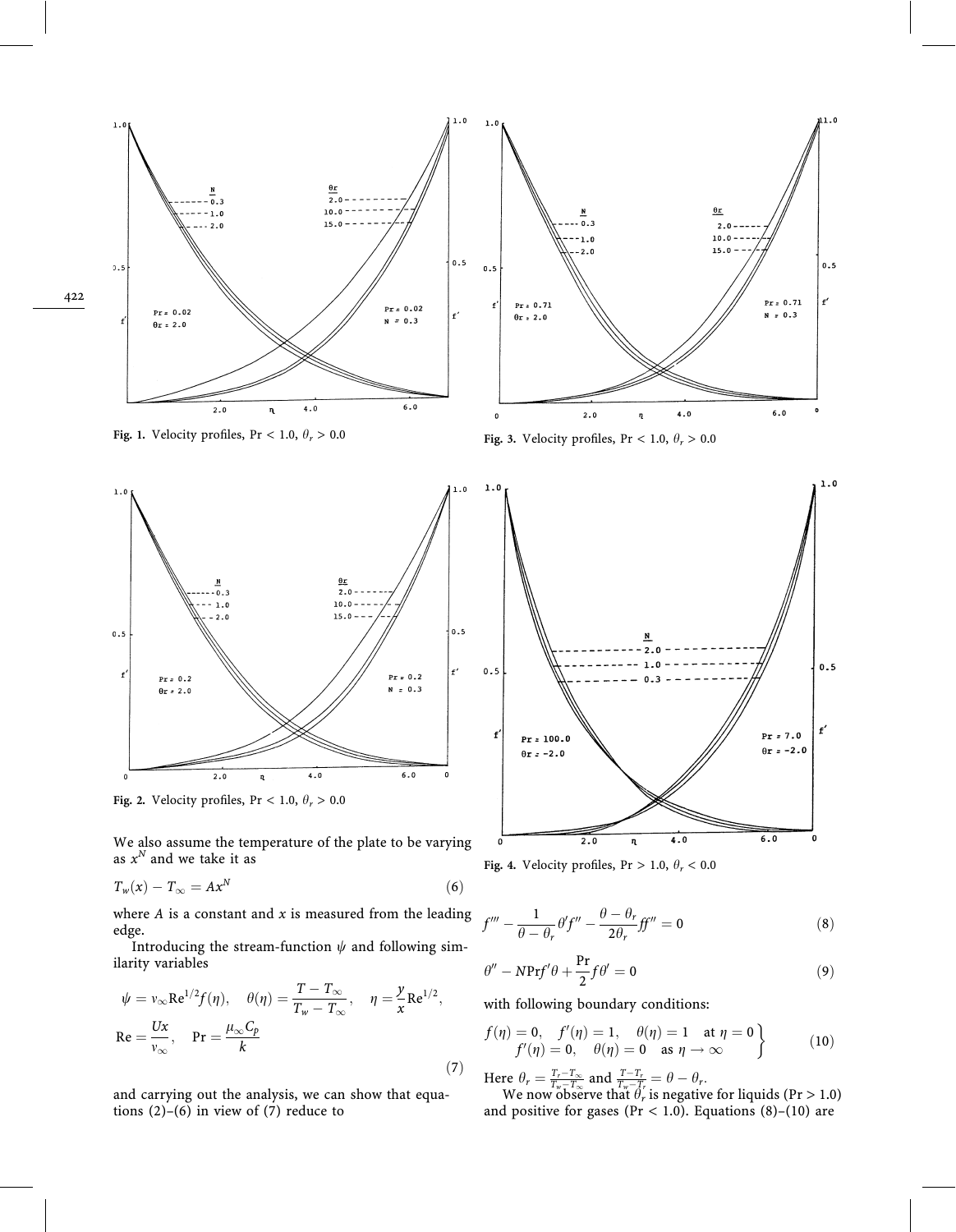Fig. 1. Velocity profiles, Pr < 1.0, $\theta_r > 0.0$

Fig. 3. Velocity profiles, Pr < 1.0, $\theta_r > 0.0$

Fig. 2. Velocity profiles, Pr < 1.0, $\theta_r > 0.0$

We also assume the temperature of the plate to be varying as $x^N$ and we take it as

$$T_w(x) - T_\infty = Ax^N \tag{6}$$

where $A$ is a constant and $x$ is measured from the leading edge.

Introducing the stream-function $\psi$ and following similarity variables

$$\psi = v_\infty \mathrm{Re}^{1/2} f(\eta), \quad \theta(\eta) = \frac{T - T_\infty}{T_w - T_\infty}, \quad \eta = \frac{y}{x}\mathrm{Re}^{1/2},$$
$$\mathrm{Re} = \frac{Ux}{v_\infty}, \quad \mathrm{Pr} = \frac{\mu_\infty C_p}{k} \tag{7}$$

and carrying out the analysis, we can show that equations (2)–(6) in view of (7) reduce to

Fig. 4. Velocity profiles, Pr > 1.0, $\theta_r < 0.0$

$$f''' - \frac{1}{\theta - \theta_r}\theta' f'' - \frac{\theta - \theta_r}{2\theta_r} ff'' = 0 \tag{8}$$

$$\theta'' - N\mathrm{Pr} f'\theta + \frac{\mathrm{Pr}}{2} f\theta' = 0 \tag{9}$$

with following boundary conditions:

$$\left.\begin{aligned} f(\eta) = 0, \quad f'(\eta) = 1, \quad \theta(\eta) = 1 \quad \text{at } \eta = 0 \\ f'(\eta) = 0, \quad \theta(\eta) = 0 \quad \text{as } \eta \to \infty \end{aligned}\right\} \tag{10}$$

Here $\theta_r = \frac{T_r - T_\infty}{T_w - T_\infty}$ and $\frac{T - T_r}{T_w - T_r} = \theta - \theta_r$.

We now observe that $\theta_r$ is negative for liquids (Pr > 1.0) and positive for gases (Pr < 1.0). Equations (8)–(10) are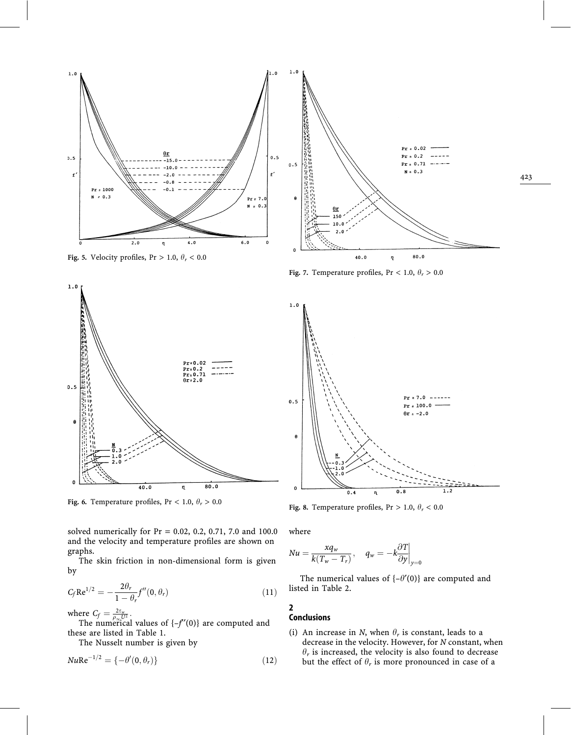Fig. 5. Velocity profiles, Pr > 1.0, $\theta_r < 0.0$

Fig. 6. Temperature profiles, Pr < 1.0, $\theta_r > 0.0$

Fig. 7. Temperature profiles, Pr < 1.0, $\theta_r > 0.0$

Fig. 8. Temperature profiles, Pr > 1.0, $\theta_r < 0.0$

solved numerically for Pr = 0.02, 0.2, 0.71, 7.0 and 100.0 and the velocity and temperature profiles are shown on graphs.

The skin friction in non-dimensional form is given by

$$C_f \mathrm{Re}^{1/2} = -\frac{2\theta_r}{1-\theta_r} f''(0, \theta_r) \tag{11}$$

where $C_f = \frac{2\tau_w}{\rho_\infty U^2}$.

The numerical values of $\{-f''(0)\}$ are computed and these are listed in Table 1.

The Nusselt number is given by

$$Nu\mathrm{Re}^{-1/2} = \{-\theta'(0, \theta_r)\} \tag{12}$$

where

$$Nu = \frac{x q_w}{k(T_w - T_r)}, \quad q_w = -k\frac{\partial T}{\partial y}\bigg|_{y=0}$$

The numerical values of $\{-\theta'(0)\}$ are computed and listed in Table 2.

## 2 Conclusions

(i) An increase in $N$, when $\theta_r$ is constant, leads to a decrease in the velocity. However, for $N$ constant, when $\theta_r$ is increased, the velocity is also found to decrease but the effect of $\theta_r$ is more pronounced in case of a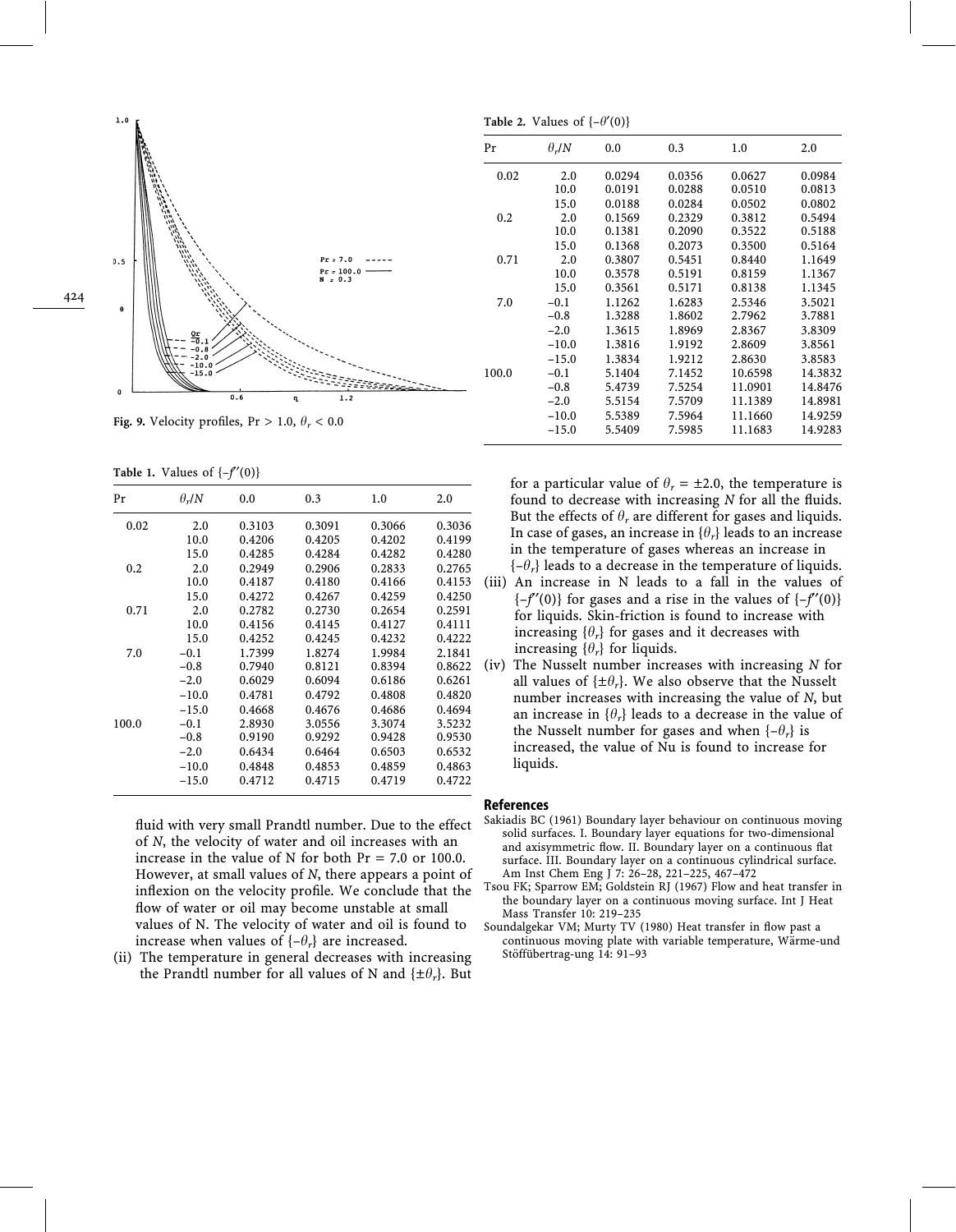1.0

0.5

$\theta$

0

0.6

$\eta$

1.2

Pr = 7.0 -----

Pr = 100.0 ———

N = 0.3

$\theta_r$

−0.1

−0.8

−2.0

−10.0

−15.0

**Fig. 9.** Velocity profiles, Pr > 1.0, $\theta_r$ < 0.0

**Table 1.** Values of $\{-f''(0)\}$

| Pr | $\theta_r/N$ | 0.0 | 0.3 | 1.0 | 2.0 |
|---|---|---|---|---|---|
| 0.02 | 2.0 | 0.3103 | 0.3091 | 0.3066 | 0.3036 |
| | 10.0 | 0.4206 | 0.4205 | 0.4202 | 0.4199 |
| | 15.0 | 0.4285 | 0.4284 | 0.4282 | 0.4280 |
| 0.2 | 2.0 | 0.2949 | 0.2906 | 0.2833 | 0.2765 |
| | 10.0 | 0.4187 | 0.4180 | 0.4166 | 0.4153 |
| | 15.0 | 0.4272 | 0.4267 | 0.4259 | 0.4250 |
| 0.71 | 2.0 | 0.2782 | 0.2730 | 0.2654 | 0.2591 |
| | 10.0 | 0.4156 | 0.4145 | 0.4127 | 0.4111 |
| | 15.0 | 0.4252 | 0.4245 | 0.4232 | 0.4222 |
| 7.0 | −0.1 | 1.7399 | 1.8274 | 1.9984 | 2.1841 |
| | −0.8 | 0.7940 | 0.8121 | 0.8394 | 0.8622 |
| | −2.0 | 0.6029 | 0.6094 | 0.6186 | 0.6261 |
| | −10.0 | 0.4781 | 0.4792 | 0.4808 | 0.4820 |
| | −15.0 | 0.4668 | 0.4676 | 0.4686 | 0.4694 |
| 100.0 | −0.1 | 2.8930 | 3.0556 | 3.3074 | 3.5232 |
| | −0.8 | 0.9190 | 0.9292 | 0.9428 | 0.9530 |
| | −2.0 | 0.6434 | 0.6464 | 0.6503 | 0.6532 |
| | −10.0 | 0.4848 | 0.4853 | 0.4859 | 0.4863 |
| | −15.0 | 0.4712 | 0.4715 | 0.4719 | 0.4722 |

fluid with very small Prandtl number. Due to the effect of *N*, the velocity of water and oil increases with an increase in the value of N for both Pr = 7.0 or 100.0. However, at small values of *N*, there appears a point of inflexion on the velocity profile. We conclude that the flow of water or oil may become unstable at small values of N. The velocity of water and oil is found to increase when values of $\{-\theta_r\}$ are increased.

(ii) The temperature in general decreases with increasing the Prandtl number for all values of N and $\{\pm\theta_r\}$. But for a particular value of $\theta_r = \pm 2.0$, the temperature is found to decrease with increasing *N* for all the fluids. But the effects of $\theta_r$ are different for gases and liquids. In case of gases, an increase in $\{\theta_r\}$ leads to an increase in the temperature of gases whereas an increase in $\{-\theta_r\}$ leads to a decrease in the temperature of liquids.

(iii) An increase in N leads to a fall in the values of $\{-f''(0)\}$ for gases and a rise in the values of $\{-f''(0)\}$ for liquids. Skin-friction is found to increase with increasing $\{\theta_r\}$ for gases and it decreases with increasing $\{\theta_r\}$ for liquids.

(iv) The Nusselt number increases with increasing *N* for all values of $\{\pm\theta_r\}$. We also observe that the Nusselt number increases with increasing the value of *N*, but an increase in $\{\theta_r\}$ leads to a decrease in the value of the Nusselt number for gases and when $\{-\theta_r\}$ is increased, the value of Nu is found to increase for liquids.

**Table 2.** Values of $\{-\theta'(0)\}$

| Pr | $\theta_r/N$ | 0.0 | 0.3 | 1.0 | 2.0 |
|---|---|---|---|---|---|
| 0.02 | 2.0 | 0.0294 | 0.0356 | 0.0627 | 0.0984 |
| | 10.0 | 0.0191 | 0.0288 | 0.0510 | 0.0813 |
| | 15.0 | 0.0188 | 0.0284 | 0.0502 | 0.0802 |
| 0.2 | 2.0 | 0.1569 | 0.2329 | 0.3812 | 0.5494 |
| | 10.0 | 0.1381 | 0.2090 | 0.3522 | 0.5188 |
| | 15.0 | 0.1368 | 0.2073 | 0.3500 | 0.5164 |
| 0.71 | 2.0 | 0.3807 | 0.5451 | 0.8440 | 1.1649 |
| | 10.0 | 0.3578 | 0.5191 | 0.8159 | 1.1367 |
| | 15.0 | 0.3561 | 0.5171 | 0.8138 | 1.1345 |
| 7.0 | −0.1 | 1.1262 | 1.6283 | 2.5346 | 3.5021 |
| | −0.8 | 1.3288 | 1.8602 | 2.7962 | 3.7881 |
| | −2.0 | 1.3615 | 1.8969 | 2.8367 | 3.8309 |
| | −10.0 | 1.3816 | 1.9192 | 2.8609 | 3.8561 |
| | −15.0 | 1.3834 | 1.9212 | 2.8630 | 3.8583 |
| 100.0 | −0.1 | 5.1404 | 7.1452 | 10.6598 | 14.3832 |
| | −0.8 | 5.4739 | 7.5254 | 11.0901 | 14.8476 |
| | −2.0 | 5.5154 | 7.5709 | 11.1389 | 14.8981 |
| | −10.0 | 5.5389 | 7.5964 | 11.1660 | 14.9259 |
| | −15.0 | 5.5409 | 7.5985 | 11.1683 | 14.9283 |

## References

Sakiadis BC (1961) Boundary layer behaviour on continuous moving solid surfaces. I. Boundary layer equations for two-dimensional and axisymmetric flow. II. Boundary layer on a continuous flat surface. III. Boundary layer on a continuous cylindrical surface. Am Inst Chem Eng J 7: 26–28, 221–225, 467–472

Tsou FK; Sparrow EM; Goldstein RJ (1967) Flow and heat transfer in the boundary layer on a continuous moving surface. Int J Heat Mass Transfer 10: 219–235

Soundalgekar VM; Murty TV (1980) Heat transfer in flow past a continuous moving plate with variable temperature, Wärme-und Stöffübertrag-ung 14: 91–93